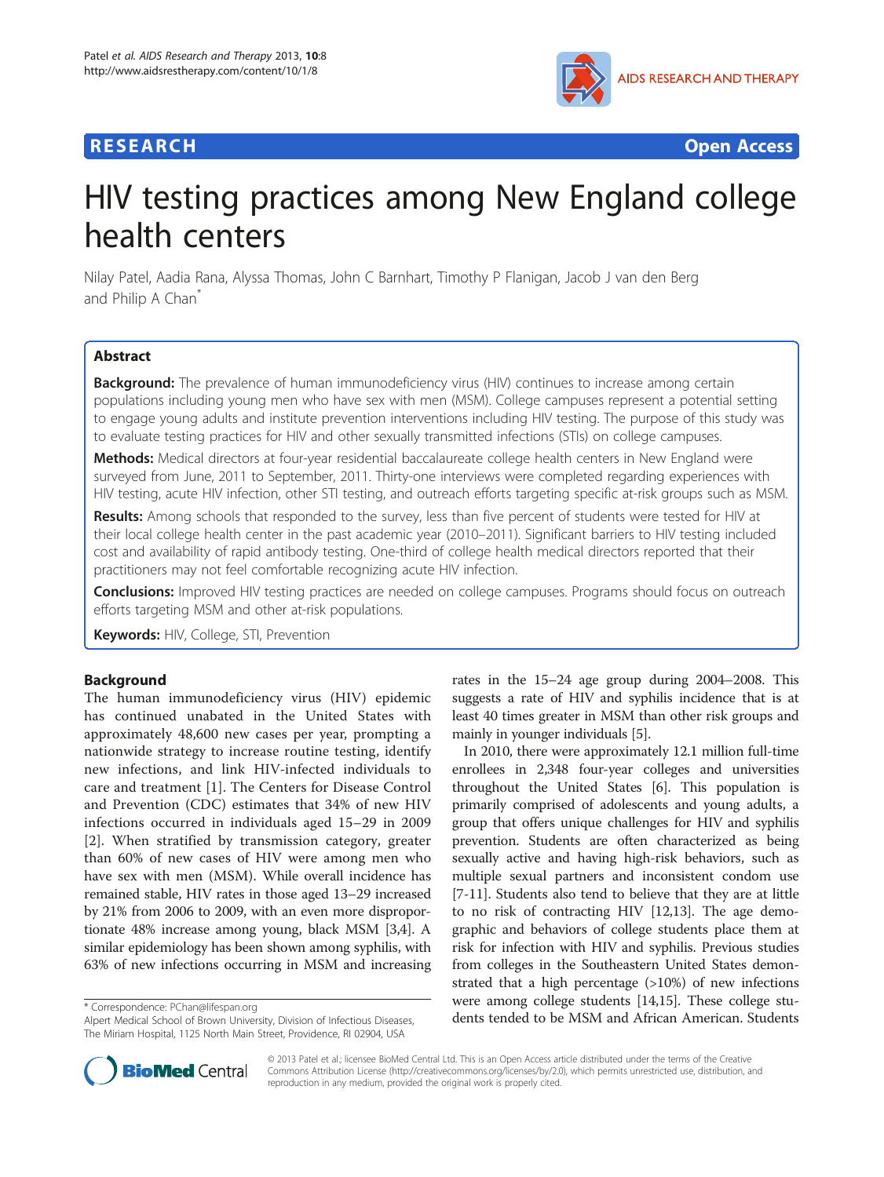**RESEARCH** **Open Access**

# HIV testing practices among New England college health centers

Nilay Patel, Aadia Rana, Alyssa Thomas, John C Barnhart, Timothy P Flanigan, Jacob J van den Berg and Philip A Chan*

## Abstract

**Background:** The prevalence of human immunodeficiency virus (HIV) continues to increase among certain populations including young men who have sex with men (MSM). College campuses represent a potential setting to engage young adults and institute prevention interventions including HIV testing. The purpose of this study was to evaluate testing practices for HIV and other sexually transmitted infections (STIs) on college campuses.

**Methods:** Medical directors at four-year residential baccalaureate college health centers in New England were surveyed from June, 2011 to September, 2011. Thirty-one interviews were completed regarding experiences with HIV testing, acute HIV infection, other STI testing, and outreach efforts targeting specific at-risk groups such as MSM.

**Results:** Among schools that responded to the survey, less than five percent of students were tested for HIV at their local college health center in the past academic year (2010–2011). Significant barriers to HIV testing included cost and availability of rapid antibody testing. One-third of college health medical directors reported that their practitioners may not feel comfortable recognizing acute HIV infection.

**Conclusions:** Improved HIV testing practices are needed on college campuses. Programs should focus on outreach efforts targeting MSM and other at-risk populations.

**Keywords:** HIV, College, STI, Prevention

## Background

The human immunodeficiency virus (HIV) epidemic has continued unabated in the United States with approximately 48,600 new cases per year, prompting a nationwide strategy to increase routine testing, identify new infections, and link HIV-infected individuals to care and treatment [1]. The Centers for Disease Control and Prevention (CDC) estimates that 34% of new HIV infections occurred in individuals aged 15–29 in 2009 [2]. When stratified by transmission category, greater than 60% of new cases of HIV were among men who have sex with men (MSM). While overall incidence has remained stable, HIV rates in those aged 13–29 increased by 21% from 2006 to 2009, with an even more disproportionate 48% increase among young, black MSM [3,4]. A similar epidemiology has been shown among syphilis, with 63% of new infections occurring in MSM and increasing rates in the 15–24 age group during 2004–2008. This suggests a rate of HIV and syphilis incidence that is at least 40 times greater in MSM than other risk groups and mainly in younger individuals [5].

In 2010, there were approximately 12.1 million full-time enrollees in 2,348 four-year colleges and universities throughout the United States [6]. This population is primarily comprised of adolescents and young adults, a group that offers unique challenges for HIV and syphilis prevention. Students are often characterized as being sexually active and having high-risk behaviors, such as multiple sexual partners and inconsistent condom use [7-11]. Students also tend to believe that they are at little to no risk of contracting HIV [12,13]. The age demographic and behaviors of college students place them at risk for infection with HIV and syphilis. Previous studies from colleges in the Southeastern United States demonstrated that a high percentage (>10%) of new infections were among college students [14,15]. These college students tended to be MSM and African American. Students

\* Correspondence: PChan@lifespan.org
Alpert Medical School of Brown University, Division of Infectious Diseases, The Miriam Hospital, 1125 North Main Street, Providence, RI 02904, USA

© 2013 Patel et al.; licensee BioMed Central Ltd. This is an Open Access article distributed under the terms of the Creative Commons Attribution License (http://creativecommons.org/licenses/by/2.0), which permits unrestricted use, distribution, and reproduction in any medium, provided the original work is properly cited.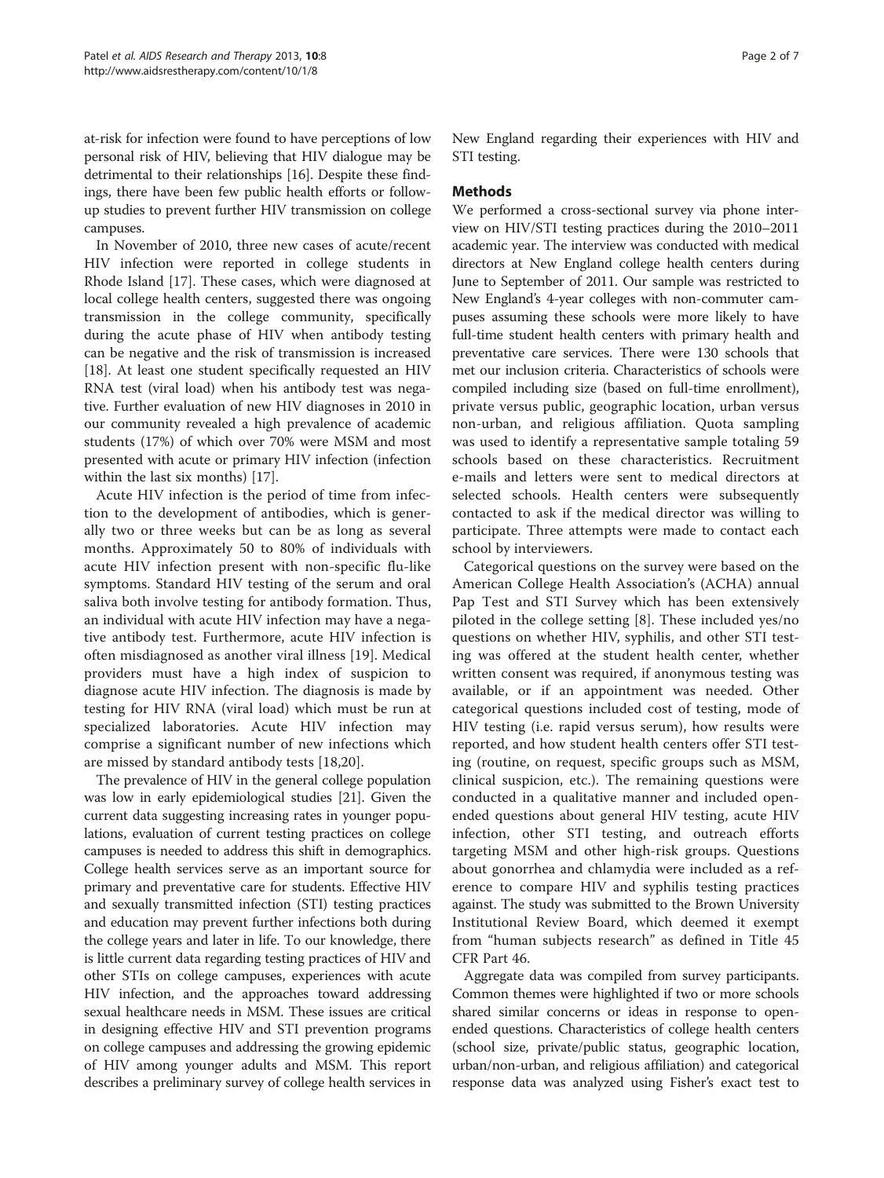at-risk for infection were found to have perceptions of low personal risk of HIV, believing that HIV dialogue may be detrimental to their relationships [16]. Despite these findings, there have been few public health efforts or follow-up studies to prevent further HIV transmission on college campuses.

In November of 2010, three new cases of acute/recent HIV infection were reported in college students in Rhode Island [17]. These cases, which were diagnosed at local college health centers, suggested there was ongoing transmission in the college community, specifically during the acute phase of HIV when antibody testing can be negative and the risk of transmission is increased [18]. At least one student specifically requested an HIV RNA test (viral load) when his antibody test was negative. Further evaluation of new HIV diagnoses in 2010 in our community revealed a high prevalence of academic students (17%) of which over 70% were MSM and most presented with acute or primary HIV infection (infection within the last six months) [17].

Acute HIV infection is the period of time from infection to the development of antibodies, which is generally two or three weeks but can be as long as several months. Approximately 50 to 80% of individuals with acute HIV infection present with non-specific flu-like symptoms. Standard HIV testing of the serum and oral saliva both involve testing for antibody formation. Thus, an individual with acute HIV infection may have a negative antibody test. Furthermore, acute HIV infection is often misdiagnosed as another viral illness [19]. Medical providers must have a high index of suspicion to diagnose acute HIV infection. The diagnosis is made by testing for HIV RNA (viral load) which must be run at specialized laboratories. Acute HIV infection may comprise a significant number of new infections which are missed by standard antibody tests [18,20].

The prevalence of HIV in the general college population was low in early epidemiological studies [21]. Given the current data suggesting increasing rates in younger populations, evaluation of current testing practices on college campuses is needed to address this shift in demographics. College health services serve as an important source for primary and preventative care for students. Effective HIV and sexually transmitted infection (STI) testing practices and education may prevent further infections both during the college years and later in life. To our knowledge, there is little current data regarding testing practices of HIV and other STIs on college campuses, experiences with acute HIV infection, and the approaches toward addressing sexual healthcare needs in MSM. These issues are critical in designing effective HIV and STI prevention programs on college campuses and addressing the growing epidemic of HIV among younger adults and MSM. This report describes a preliminary survey of college health services in New England regarding their experiences with HIV and STI testing.

## Methods

We performed a cross-sectional survey via phone interview on HIV/STI testing practices during the 2010–2011 academic year. The interview was conducted with medical directors at New England college health centers during June to September of 2011. Our sample was restricted to New England's 4-year colleges with non-commuter campuses assuming these schools were more likely to have full-time student health centers with primary health and preventative care services. There were 130 schools that met our inclusion criteria. Characteristics of schools were compiled including size (based on full-time enrollment), private versus public, geographic location, urban versus non-urban, and religious affiliation. Quota sampling was used to identify a representative sample totaling 59 schools based on these characteristics. Recruitment e-mails and letters were sent to medical directors at selected schools. Health centers were subsequently contacted to ask if the medical director was willing to participate. Three attempts were made to contact each school by interviewers.

Categorical questions on the survey were based on the American College Health Association's (ACHA) annual Pap Test and STI Survey which has been extensively piloted in the college setting [8]. These included yes/no questions on whether HIV, syphilis, and other STI testing was offered at the student health center, whether written consent was required, if anonymous testing was available, or if an appointment was needed. Other categorical questions included cost of testing, mode of HIV testing (i.e. rapid versus serum), how results were reported, and how student health centers offer STI testing (routine, on request, specific groups such as MSM, clinical suspicion, etc.). The remaining questions were conducted in a qualitative manner and included open-ended questions about general HIV testing, acute HIV infection, other STI testing, and outreach efforts targeting MSM and other high-risk groups. Questions about gonorrhea and chlamydia were included as a reference to compare HIV and syphilis testing practices against. The study was submitted to the Brown University Institutional Review Board, which deemed it exempt from "human subjects research" as defined in Title 45 CFR Part 46.

Aggregate data was compiled from survey participants. Common themes were highlighted if two or more schools shared similar concerns or ideas in response to open-ended questions. Characteristics of college health centers (school size, private/public status, geographic location, urban/non-urban, and religious affiliation) and categorical response data was analyzed using Fisher's exact test to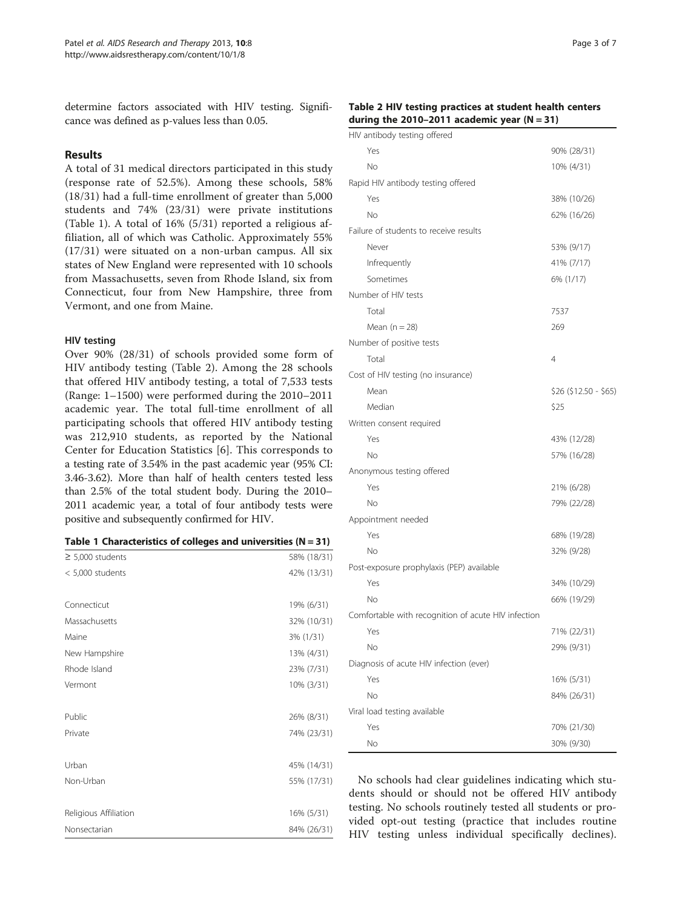determine factors associated with HIV testing. Significance was defined as p-values less than 0.05.

## Results

A total of 31 medical directors participated in this study (response rate of 52.5%). Among these schools, 58% (18/31) had a full-time enrollment of greater than 5,000 students and 74% (23/31) were private institutions (Table 1). A total of 16% (5/31) reported a religious affiliation, all of which was Catholic. Approximately 55% (17/31) were situated on a non-urban campus. All six states of New England were represented with 10 schools from Massachusetts, seven from Rhode Island, six from Connecticut, four from New Hampshire, three from Vermont, and one from Maine.

### HIV testing

Over 90% (28/31) of schools provided some form of HIV antibody testing (Table 2). Among the 28 schools that offered HIV antibody testing, a total of 7,533 tests (Range: 1–1500) were performed during the 2010–2011 academic year. The total full-time enrollment of all participating schools that offered HIV antibody testing was 212,910 students, as reported by the National Center for Education Statistics [6]. This corresponds to a testing rate of 3.54% in the past academic year (95% CI: 3.46-3.62). More than half of health centers tested less than 2.5% of the total student body. During the 2010–2011 academic year, a total of four antibody tests were positive and subsequently confirmed for HIV.

**Table 1 Characteristics of colleges and universities (N = 31)**

| | |
|---|---|
| ≥ 5,000 students | 58% (18/31) |
| < 5,000 students | 42% (13/31) |
| | |
| Connecticut | 19% (6/31) |
| Massachusetts | 32% (10/31) |
| Maine | 3% (1/31) |
| New Hampshire | 13% (4/31) |
| Rhode Island | 23% (7/31) |
| Vermont | 10% (3/31) |
| | |
| Public | 26% (8/31) |
| Private | 74% (23/31) |
| | |
| Urban | 45% (14/31) |
| Non-Urban | 55% (17/31) |
| | |
| Religious Affiliation | 16% (5/31) |
| Nonsectarian | 84% (26/31) |

**Table 2 HIV testing practices at student health centers during the 2010–2011 academic year (N = 31)**

| | |
|---|---|
| HIV antibody testing offered | |
| Yes | 90% (28/31) |
| No | 10% (4/31) |
| Rapid HIV antibody testing offered | |
| Yes | 38% (10/26) |
| No | 62% (16/26) |
| Failure of students to receive results | |
| Never | 53% (9/17) |
| Infrequently | 41% (7/17) |
| Sometimes | 6% (1/17) |
| Number of HIV tests | |
| Total | 7537 |
| Mean (n = 28) | 269 |
| Number of positive tests | |
| Total | 4 |
| Cost of HIV testing (no insurance) | |
| Mean | $26 ($12.50 - $65) |
| Median | $25 |
| Written consent required | |
| Yes | 43% (12/28) |
| No | 57% (16/28) |
| Anonymous testing offered | |
| Yes | 21% (6/28) |
| No | 79% (22/28) |
| Appointment needed | |
| Yes | 68% (19/28) |
| No | 32% (9/28) |
| Post-exposure prophylaxis (PEP) available | |
| Yes | 34% (10/29) |
| No | 66% (19/29) |
| Comfortable with recognition of acute HIV infection | |
| Yes | 71% (22/31) |
| No | 29% (9/31) |
| Diagnosis of acute HIV infection (ever) | |
| Yes | 16% (5/31) |
| No | 84% (26/31) |
| Viral load testing available | |
| Yes | 70% (21/30) |
| No | 30% (9/30) |

No schools had clear guidelines indicating which students should or should not be offered HIV antibody testing. No schools routinely tested all students or provided opt-out testing (practice that includes routine HIV testing unless individual specifically declines).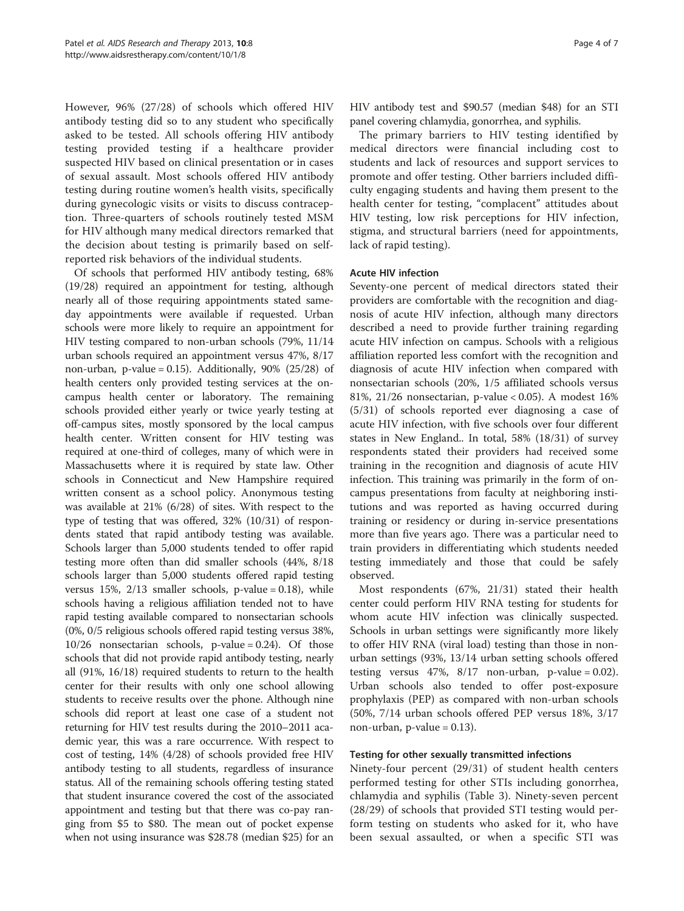However, 96% (27/28) of schools which offered HIV antibody testing did so to any student who specifically asked to be tested. All schools offering HIV antibody testing provided testing if a healthcare provider suspected HIV based on clinical presentation or in cases of sexual assault. Most schools offered HIV antibody testing during routine women's health visits, specifically during gynecologic visits or visits to discuss contraception. Three-quarters of schools routinely tested MSM for HIV although many medical directors remarked that the decision about testing is primarily based on self-reported risk behaviors of the individual students.

Of schools that performed HIV antibody testing, 68% (19/28) required an appointment for testing, although nearly all of those requiring appointments stated same-day appointments were available if requested. Urban schools were more likely to require an appointment for HIV testing compared to non-urban schools (79%, 11/14 urban schools required an appointment versus 47%, 8/17 non-urban, p-value = 0.15). Additionally, 90% (25/28) of health centers only provided testing services at the on-campus health center or laboratory. The remaining schools provided either yearly or twice yearly testing at off-campus sites, mostly sponsored by the local campus health center. Written consent for HIV testing was required at one-third of colleges, many of which were in Massachusetts where it is required by state law. Other schools in Connecticut and New Hampshire required written consent as a school policy. Anonymous testing was available at 21% (6/28) of sites. With respect to the type of testing that was offered, 32% (10/31) of respondents stated that rapid antibody testing was available. Schools larger than 5,000 students tended to offer rapid testing more often than did smaller schools (44%, 8/18 schools larger than 5,000 students offered rapid testing versus 15%, 2/13 smaller schools, p-value = 0.18), while schools having a religious affiliation tended not to have rapid testing available compared to nonsectarian schools (0%, 0/5 religious schools offered rapid testing versus 38%, 10/26 nonsectarian schools, p-value = 0.24). Of those schools that did not provide rapid antibody testing, nearly all (91%, 16/18) required students to return to the health center for their results with only one school allowing students to receive results over the phone. Although nine schools did report at least one case of a student not returning for HIV test results during the 2010–2011 academic year, this was a rare occurrence. With respect to cost of testing, 14% (4/28) of schools provided free HIV antibody testing to all students, regardless of insurance status. All of the remaining schools offering testing stated that student insurance covered the cost of the associated appointment and testing but that there was co-pay ranging from $5 to $80. The mean out of pocket expense when not using insurance was $28.78 (median $25) for an HIV antibody test and $90.57 (median $48) for an STI panel covering chlamydia, gonorrhea, and syphilis.

The primary barriers to HIV testing identified by medical directors were financial including cost to students and lack of resources and support services to promote and offer testing. Other barriers included difficulty engaging students and having them present to the health center for testing, "complacent" attitudes about HIV testing, low risk perceptions for HIV infection, stigma, and structural barriers (need for appointments, lack of rapid testing).

### Acute HIV infection

Seventy-one percent of medical directors stated their providers are comfortable with the recognition and diagnosis of acute HIV infection, although many directors described a need to provide further training regarding acute HIV infection on campus. Schools with a religious affiliation reported less comfort with the recognition and diagnosis of acute HIV infection when compared with nonsectarian schools (20%, 1/5 affiliated schools versus 81%, 21/26 nonsectarian, p-value < 0.05). A modest 16% (5/31) of schools reported ever diagnosing a case of acute HIV infection, with five schools over four different states in New England.. In total, 58% (18/31) of survey respondents stated their providers had received some training in the recognition and diagnosis of acute HIV infection. This training was primarily in the form of on-campus presentations from faculty at neighboring institutions and was reported as having occurred during training or residency or during in-service presentations more than five years ago. There was a particular need to train providers in differentiating which students needed testing immediately and those that could be safely observed.

Most respondents (67%, 21/31) stated their health center could perform HIV RNA testing for students for whom acute HIV infection was clinically suspected. Schools in urban settings were significantly more likely to offer HIV RNA (viral load) testing than those in non-urban settings (93%, 13/14 urban setting schools offered testing versus 47%, 8/17 non-urban, p-value = 0.02). Urban schools also tended to offer post-exposure prophylaxis (PEP) as compared with non-urban schools (50%, 7/14 urban schools offered PEP versus 18%, 3/17 non-urban, p-value = 0.13).

### Testing for other sexually transmitted infections

Ninety-four percent (29/31) of student health centers performed testing for other STIs including gonorrhea, chlamydia and syphilis (Table 3). Ninety-seven percent (28/29) of schools that provided STI testing would perform testing on students who asked for it, who have been sexual assaulted, or when a specific STI was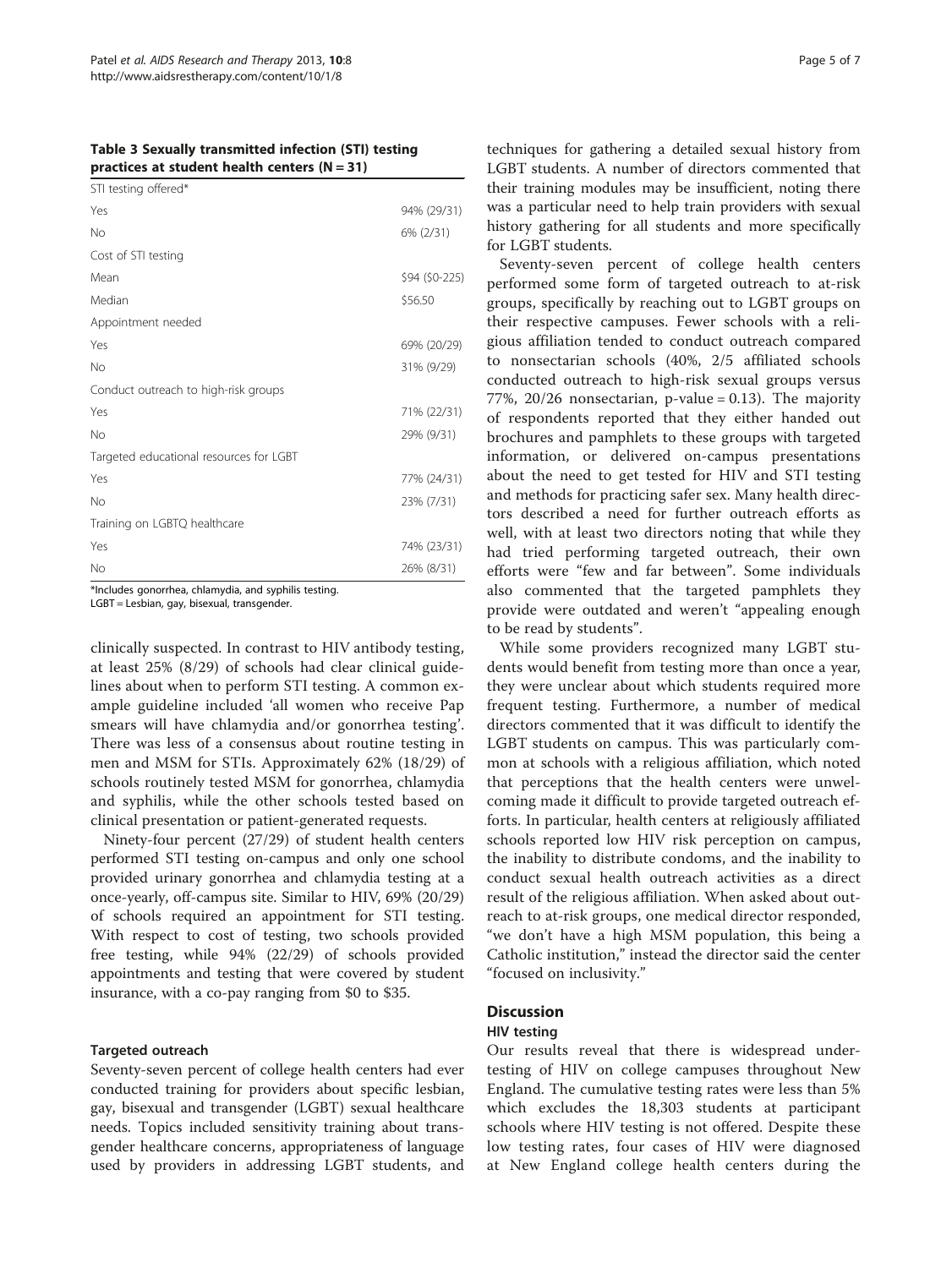**Table 3 Sexually transmitted infection (STI) testing practices at student health centers (N = 31)**

| | |
|---|---|
| STI testing offered* | |
| Yes | 94% (29/31) |
| No | 6% (2/31) |
| Cost of STI testing | |
| Mean | $94 ($0-225) |
| Median | $56.50 |
| Appointment needed | |
| Yes | 69% (20/29) |
| No | 31% (9/29) |
| Conduct outreach to high-risk groups | |
| Yes | 71% (22/31) |
| No | 29% (9/31) |
| Targeted educational resources for LGBT | |
| Yes | 77% (24/31) |
| No | 23% (7/31) |
| Training on LGBTQ healthcare | |
| Yes | 74% (23/31) |
| No | 26% (8/31) |

*Includes gonorrhea, chlamydia, and syphilis testing.
LGBT = Lesbian, gay, bisexual, transgender.

clinically suspected. In contrast to HIV antibody testing, at least 25% (8/29) of schools had clear clinical guidelines about when to perform STI testing. A common example guideline included 'all women who receive Pap smears will have chlamydia and/or gonorrhea testing'. There was less of a consensus about routine testing in men and MSM for STIs. Approximately 62% (18/29) of schools routinely tested MSM for gonorrhea, chlamydia and syphilis, while the other schools tested based on clinical presentation or patient-generated requests.

Ninety-four percent (27/29) of student health centers performed STI testing on-campus and only one school provided urinary gonorrhea and chlamydia testing at a once-yearly, off-campus site. Similar to HIV, 69% (20/29) of schools required an appointment for STI testing. With respect to cost of testing, two schools provided free testing, while 94% (22/29) of schools provided appointments and testing that were covered by student insurance, with a co-pay ranging from $0 to $35.

#### Targeted outreach

Seventy-seven percent of college health centers had ever conducted training for providers about specific lesbian, gay, bisexual and transgender (LGBT) sexual healthcare needs. Topics included sensitivity training about transgender healthcare concerns, appropriateness of language used by providers in addressing LGBT students, and techniques for gathering a detailed sexual history from LGBT students. A number of directors commented that their training modules may be insufficient, noting there was a particular need to help train providers with sexual history gathering for all students and more specifically for LGBT students.

Seventy-seven percent of college health centers performed some form of targeted outreach to at-risk groups, specifically by reaching out to LGBT groups on their respective campuses. Fewer schools with a religious affiliation tended to conduct outreach compared to nonsectarian schools (40%, 2/5 affiliated schools conducted outreach to high-risk sexual groups versus 77%, 20/26 nonsectarian, p-value = 0.13). The majority of respondents reported that they either handed out brochures and pamphlets to these groups with targeted information, or delivered on-campus presentations about the need to get tested for HIV and STI testing and methods for practicing safer sex. Many health directors described a need for further outreach efforts as well, with at least two directors noting that while they had tried performing targeted outreach, their own efforts were "few and far between". Some individuals also commented that the targeted pamphlets they provide were outdated and weren't "appealing enough to be read by students".

While some providers recognized many LGBT students would benefit from testing more than once a year, they were unclear about which students required more frequent testing. Furthermore, a number of medical directors commented that it was difficult to identify the LGBT students on campus. This was particularly common at schools with a religious affiliation, which noted that perceptions that the health centers were unwelcoming made it difficult to provide targeted outreach efforts. In particular, health centers at religiously affiliated schools reported low HIV risk perception on campus, the inability to distribute condoms, and the inability to conduct sexual health outreach activities as a direct result of the religious affiliation. When asked about outreach to at-risk groups, one medical director responded, "we don't have a high MSM population, this being a Catholic institution," instead the director said the center "focused on inclusivity."

## Discussion

#### HIV testing

Our results reveal that there is widespread under-testing of HIV on college campuses throughout New England. The cumulative testing rates were less than 5% which excludes the 18,303 students at participant schools where HIV testing is not offered. Despite these low testing rates, four cases of HIV were diagnosed at New England college health centers during the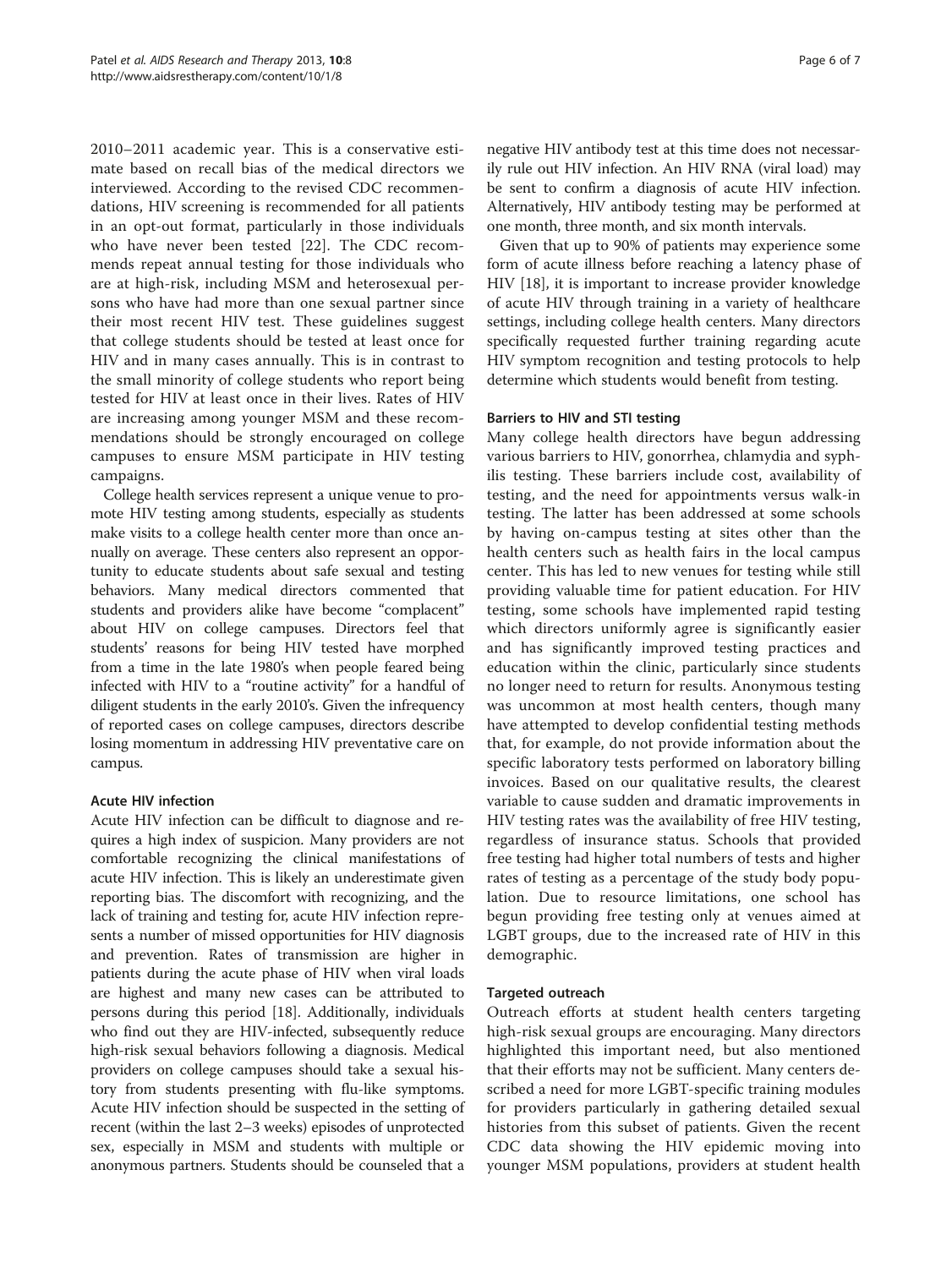2010–2011 academic year. This is a conservative estimate based on recall bias of the medical directors we interviewed. According to the revised CDC recommendations, HIV screening is recommended for all patients in an opt-out format, particularly in those individuals who have never been tested [22]. The CDC recommends repeat annual testing for those individuals who are at high-risk, including MSM and heterosexual persons who have had more than one sexual partner since their most recent HIV test. These guidelines suggest that college students should be tested at least once for HIV and in many cases annually. This is in contrast to the small minority of college students who report being tested for HIV at least once in their lives. Rates of HIV are increasing among younger MSM and these recommendations should be strongly encouraged on college campuses to ensure MSM participate in HIV testing campaigns.

College health services represent a unique venue to promote HIV testing among students, especially as students make visits to a college health center more than once annually on average. These centers also represent an opportunity to educate students about safe sexual and testing behaviors. Many medical directors commented that students and providers alike have become "complacent" about HIV on college campuses. Directors feel that students' reasons for being HIV tested have morphed from a time in the late 1980's when people feared being infected with HIV to a "routine activity" for a handful of diligent students in the early 2010's. Given the infrequency of reported cases on college campuses, directors describe losing momentum in addressing HIV preventative care on campus.

### Acute HIV infection

Acute HIV infection can be difficult to diagnose and requires a high index of suspicion. Many providers are not comfortable recognizing the clinical manifestations of acute HIV infection. This is likely an underestimate given reporting bias. The discomfort with recognizing, and the lack of training and testing for, acute HIV infection represents a number of missed opportunities for HIV diagnosis and prevention. Rates of transmission are higher in patients during the acute phase of HIV when viral loads are highest and many new cases can be attributed to persons during this period [18]. Additionally, individuals who find out they are HIV-infected, subsequently reduce high-risk sexual behaviors following a diagnosis. Medical providers on college campuses should take a sexual history from students presenting with flu-like symptoms. Acute HIV infection should be suspected in the setting of recent (within the last 2–3 weeks) episodes of unprotected sex, especially in MSM and students with multiple or anonymous partners. Students should be counseled that a negative HIV antibody test at this time does not necessarily rule out HIV infection. An HIV RNA (viral load) may be sent to confirm a diagnosis of acute HIV infection. Alternatively, HIV antibody testing may be performed at one month, three month, and six month intervals.

Given that up to 90% of patients may experience some form of acute illness before reaching a latency phase of HIV [18], it is important to increase provider knowledge of acute HIV through training in a variety of healthcare settings, including college health centers. Many directors specifically requested further training regarding acute HIV symptom recognition and testing protocols to help determine which students would benefit from testing.

### Barriers to HIV and STI testing

Many college health directors have begun addressing various barriers to HIV, gonorrhea, chlamydia and syphilis testing. These barriers include cost, availability of testing, and the need for appointments versus walk-in testing. The latter has been addressed at some schools by having on-campus testing at sites other than the health centers such as health fairs in the local campus center. This has led to new venues for testing while still providing valuable time for patient education. For HIV testing, some schools have implemented rapid testing which directors uniformly agree is significantly easier and has significantly improved testing practices and education within the clinic, particularly since students no longer need to return for results. Anonymous testing was uncommon at most health centers, though many have attempted to develop confidential testing methods that, for example, do not provide information about the specific laboratory tests performed on laboratory billing invoices. Based on our qualitative results, the clearest variable to cause sudden and dramatic improvements in HIV testing rates was the availability of free HIV testing, regardless of insurance status. Schools that provided free testing had higher total numbers of tests and higher rates of testing as a percentage of the study body population. Due to resource limitations, one school has begun providing free testing only at venues aimed at LGBT groups, due to the increased rate of HIV in this demographic.

### Targeted outreach

Outreach efforts at student health centers targeting high-risk sexual groups are encouraging. Many directors highlighted this important need, but also mentioned that their efforts may not be sufficient. Many centers described a need for more LGBT-specific training modules for providers particularly in gathering detailed sexual histories from this subset of patients. Given the recent CDC data showing the HIV epidemic moving into younger MSM populations, providers at student health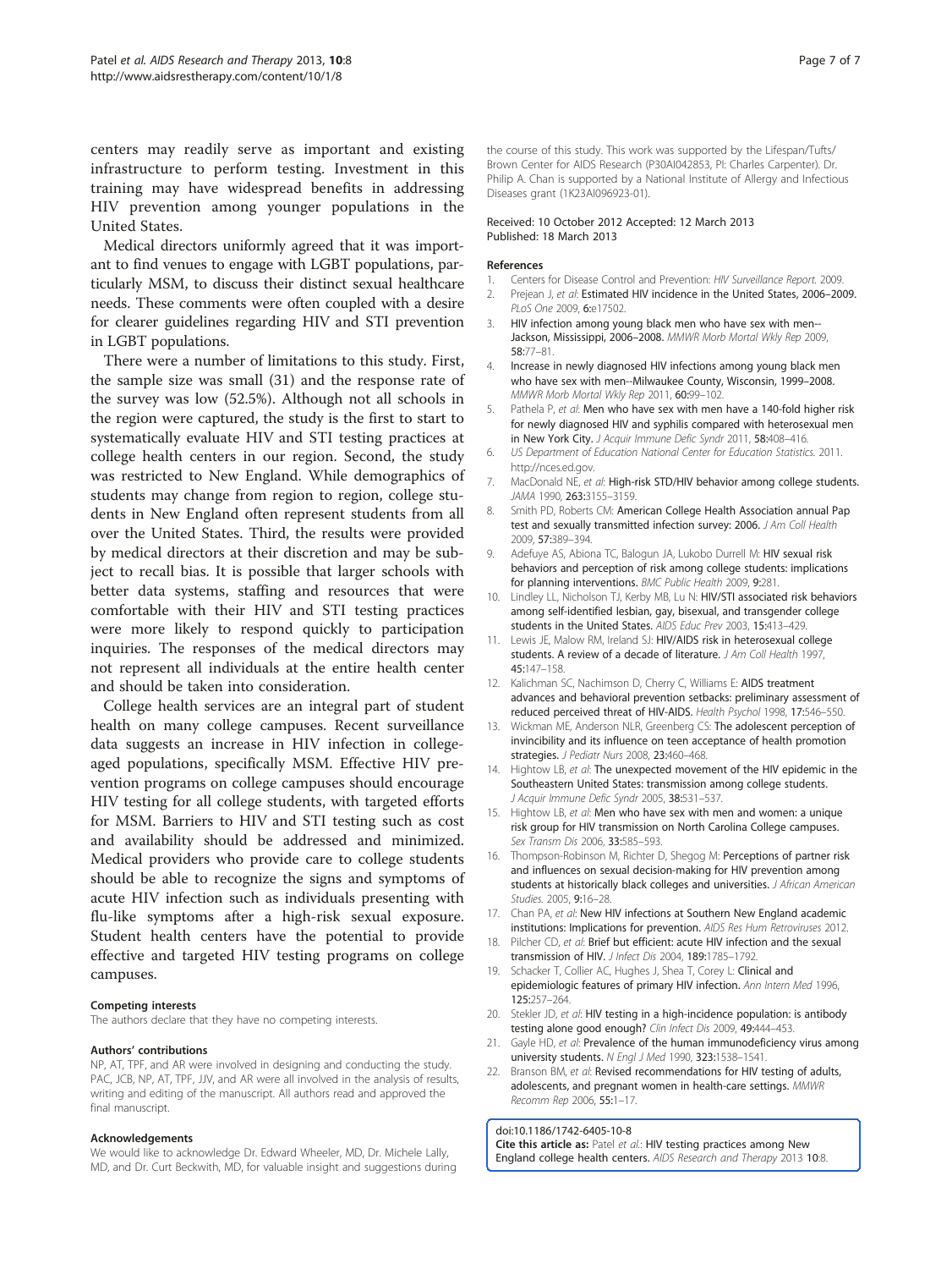centers may readily serve as important and existing infrastructure to perform testing. Investment in this training may have widespread benefits in addressing HIV prevention among younger populations in the United States.

Medical directors uniformly agreed that it was important to find venues to engage with LGBT populations, particularly MSM, to discuss their distinct sexual healthcare needs. These comments were often coupled with a desire for clearer guidelines regarding HIV and STI prevention in LGBT populations.

There were a number of limitations to this study. First, the sample size was small (31) and the response rate of the survey was low (52.5%). Although not all schools in the region were captured, the study is the first to start to systematically evaluate HIV and STI testing practices at college health centers in our region. Second, the study was restricted to New England. While demographics of students may change from region to region, college students in New England often represent students from all over the United States. Third, the results were provided by medical directors at their discretion and may be subject to recall bias. It is possible that larger schools with better data systems, staffing and resources that were comfortable with their HIV and STI testing practices were more likely to respond quickly to participation inquiries. The responses of the medical directors may not represent all individuals at the entire health center and should be taken into consideration.

College health services are an integral part of student health on many college campuses. Recent surveillance data suggests an increase in HIV infection in college-aged populations, specifically MSM. Effective HIV prevention programs on college campuses should encourage HIV testing for all college students, with targeted efforts for MSM. Barriers to HIV and STI testing such as cost and availability should be addressed and minimized. Medical providers who provide care to college students should be able to recognize the signs and symptoms of acute HIV infection such as individuals presenting with flu-like symptoms after a high-risk sexual exposure. Student health centers have the potential to provide effective and targeted HIV testing programs on college campuses.

#### Competing interests

The authors declare that they have no competing interests.

#### Authors' contributions

NP, AT, TPF, and AR were involved in designing and conducting the study. PAC, JCB, NP, AT, TPF, JJV, and AR were all involved in the analysis of results, writing and editing of the manuscript. All authors read and approved the final manuscript.

#### Acknowledgements

We would like to acknowledge Dr. Edward Wheeler, MD, Dr. Michele Lally, MD, and Dr. Curt Beckwith, MD, for valuable insight and suggestions during the course of this study. This work was supported by the Lifespan/Tufts/Brown Center for AIDS Research (P30AI042853, PI: Charles Carpenter). Dr. Philip A. Chan is supported by a National Institute of Allergy and Infectious Diseases grant (1K23AI096923-01).

Received: 10 October 2012 Accepted: 12 March 2013
Published: 18 March 2013

#### References

1. Centers for Disease Control and Prevention: *HIV Surveillance Report.* 2009.
2. Prejean J, *et al*: **Estimated HIV incidence in the United States, 2006–2009.** *PLoS One* 2009, **6:**e17502.
3. **HIV infection among young black men who have sex with men--Jackson, Mississippi, 2006–2008.** *MMWR Morb Mortal Wkly Rep* 2009, **58:**77–81.
4. **Increase in newly diagnosed HIV infections among young black men who have sex with men--Milwaukee County, Wisconsin, 1999–2008.** *MMWR Morb Mortal Wkly Rep* 2011, **60:**99–102.
5. Pathela P, *et al*: **Men who have sex with men have a 140-fold higher risk for newly diagnosed HIV and syphilis compared with heterosexual men in New York City.** *J Acquir Immune Defic Syndr* 2011, **58:**408–416.
6. *US Department of Education National Center for Education Statistics.* 2011. http://nces.ed.gov.
7. MacDonald NE, *et al*: **High-risk STD/HIV behavior among college students.** *JAMA* 1990, **263:**3155–3159.
8. Smith PD, Roberts CM: **American College Health Association annual Pap test and sexually transmitted infection survey: 2006.** *J Am Coll Health* 2009, **57:**389–394.
9. Adefuye AS, Abiona TC, Balogun JA, Lukobo Durrell M: **HIV sexual risk behaviors and perception of risk among college students: implications for planning interventions.** *BMC Public Health* 2009, **9:**281.
10. Lindley LL, Nicholson TJ, Kerby MB, Lu N: **HIV/STI associated risk behaviors among self-identified lesbian, gay, bisexual, and transgender college students in the United States.** *AIDS Educ Prev* 2003, **15:**413–429.
11. Lewis JE, Malow RM, Ireland SJ: **HIV/AIDS risk in heterosexual college students. A review of a decade of literature.** *J Am Coll Health* 1997, **45:**147–158.
12. Kalichman SC, Nachimson D, Cherry C, Williams E: **AIDS treatment advances and behavioral prevention setbacks: preliminary assessment of reduced perceived threat of HIV-AIDS.** *Health Psychol* 1998, **17:**546–550.
13. Wickman ME, Anderson NLR, Greenberg CS: **The adolescent perception of invincibility and its influence on teen acceptance of health promotion strategies.** *J Pediatr Nurs* 2008, **23:**460–468.
14. Hightow LB, *et al*: **The unexpected movement of the HIV epidemic in the Southeastern United States: transmission among college students.** *J Acquir Immune Defic Syndr* 2005, **38:**531–537.
15. Hightow LB, *et al*: **Men who have sex with men and women: a unique risk group for HIV transmission on North Carolina College campuses.** *Sex Transm Dis* 2006, **33:**585–593.
16. Thompson-Robinson M, Richter D, Shegog M: **Perceptions of partner risk and influences on sexual decision-making for HIV prevention among students at historically black colleges and universities.** *J African American Studies.* 2005, **9:**16–28.
17. Chan PA, *et al*: **New HIV infections at Southern New England academic institutions: Implications for prevention.** *AIDS Res Hum Retroviruses* 2012.
18. Pilcher CD, *et al*: **Brief but efficient: acute HIV infection and the sexual transmission of HIV.** *J Infect Dis* 2004, **189:**1785–1792.
19. Schacker T, Collier AC, Hughes J, Shea T, Corey L: **Clinical and epidemiologic features of primary HIV infection.** *Ann Intern Med* 1996, **125:**257–264.
20. Stekler JD, *et al*: **HIV testing in a high-incidence population: is antibody testing alone good enough?** *Clin Infect Dis* 2009, **49:**444–453.
21. Gayle HD, *et al*: **Prevalence of the human immunodeficiency virus among university students.** *N Engl J Med* 1990, **323:**1538–1541.
22. Branson BM, *et al*: **Revised recommendations for HIV testing of adults, adolescents, and pregnant women in health-care settings.** *MMWR Recomm Rep* 2006, **55:**1–17.

doi:10.1186/1742-6405-10-8
**Cite this article as:** Patel *et al.*: HIV testing practices among New England college health centers. *AIDS Research and Therapy* 2013 **10**:8.